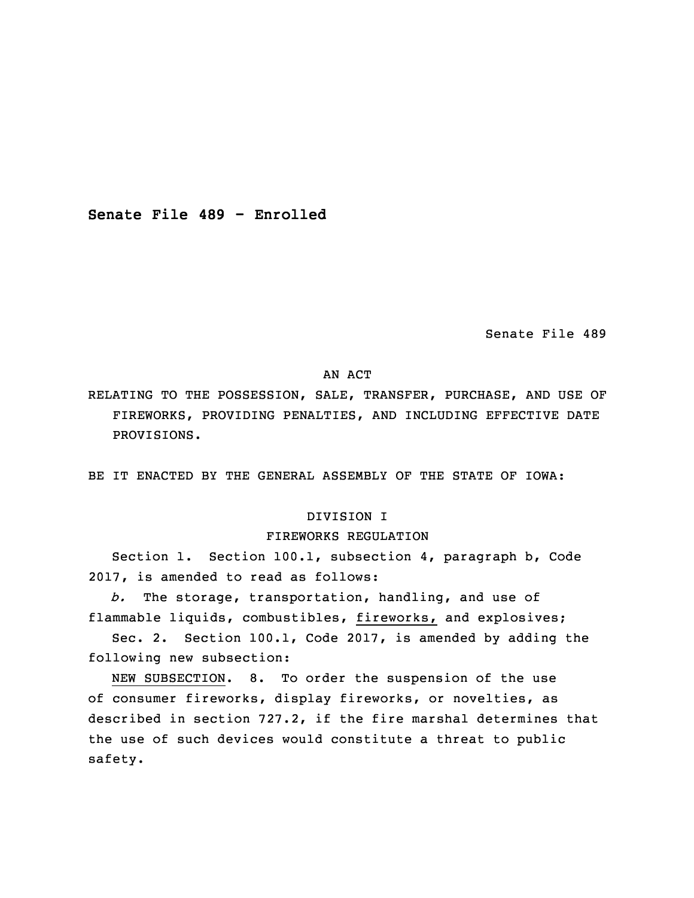**Senate File 489 - Enrolled**

Senate File 489

AN ACT

RELATING TO THE POSSESSION, SALE, TRANSFER, PURCHASE, AND USE OF FIREWORKS, PROVIDING PENALTIES, AND INCLUDING EFFECTIVE DATE PROVISIONS.

BE IT ENACTED BY THE GENERAL ASSEMBLY OF THE STATE OF IOWA:

DIVISION I

FIREWORKS REGULATION

Section 1. Section 100.1, subsection 4, paragraph b, Code 2017, is amended to read as follows:

*b.* The storage, transportation, handling, and use of flammable liquids, combustibles, <u>fireworks,</u> and explosives;

Sec. 2. Section 100.1, Code 2017, is amended by adding the following new subsection:

<u>NEW SUBSECTION</u>. 8. To order the suspension of the use of consumer fireworks, display fireworks, or novelties, as described in section 727.2, if the fire marshal determines that the use of such devices would constitute a threat to public safety.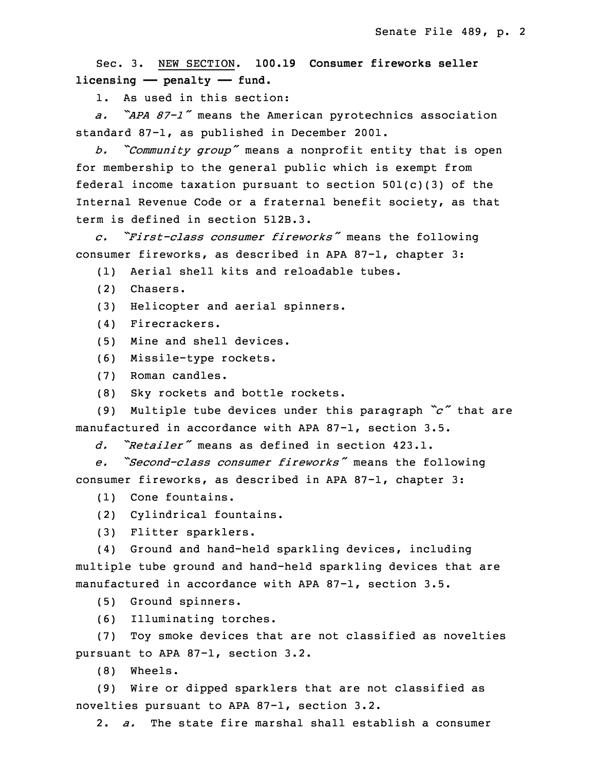Sec. 3. NEW SECTION. **100.19 Consumer fireworks seller licensing — penalty — fund.**

1. As used in this section:

*a. "APA 87-1"* means the American pyrotechnics association standard 87-1, as published in December 2001.

*b. "Community group"* means a nonprofit entity that is open for membership to the general public which is exempt from federal income taxation pursuant to section 501(c)(3) of the Internal Revenue Code or a fraternal benefit society, as that term is defined in section 512B.3.

*c. "First-class consumer fireworks"* means the following consumer fireworks, as described in APA 87-1, chapter 3:

(1) Aerial shell kits and reloadable tubes.

(2) Chasers.

(3) Helicopter and aerial spinners.

(4) Firecrackers.

(5) Mine and shell devices.

(6) Missile-type rockets.

(7) Roman candles.

(8) Sky rockets and bottle rockets.

(9) Multiple tube devices under this paragraph *"c"* that are manufactured in accordance with APA 87-1, section 3.5.

*d. "Retailer"* means as defined in section 423.1.

*e. "Second-class consumer fireworks"* means the following consumer fireworks, as described in APA 87-1, chapter 3:

(1) Cone fountains.

(2) Cylindrical fountains.

(3) Flitter sparklers.

(4) Ground and hand-held sparkling devices, including multiple tube ground and hand-held sparkling devices that are manufactured in accordance with APA 87-1, section 3.5.

(5) Ground spinners.

(6) Illuminating torches.

(7) Toy smoke devices that are not classified as novelties pursuant to APA 87-1, section 3.2.

(8) Wheels.

(9) Wire or dipped sparklers that are not classified as novelties pursuant to APA 87-1, section 3.2.

2. *a.* The state fire marshal shall establish a consumer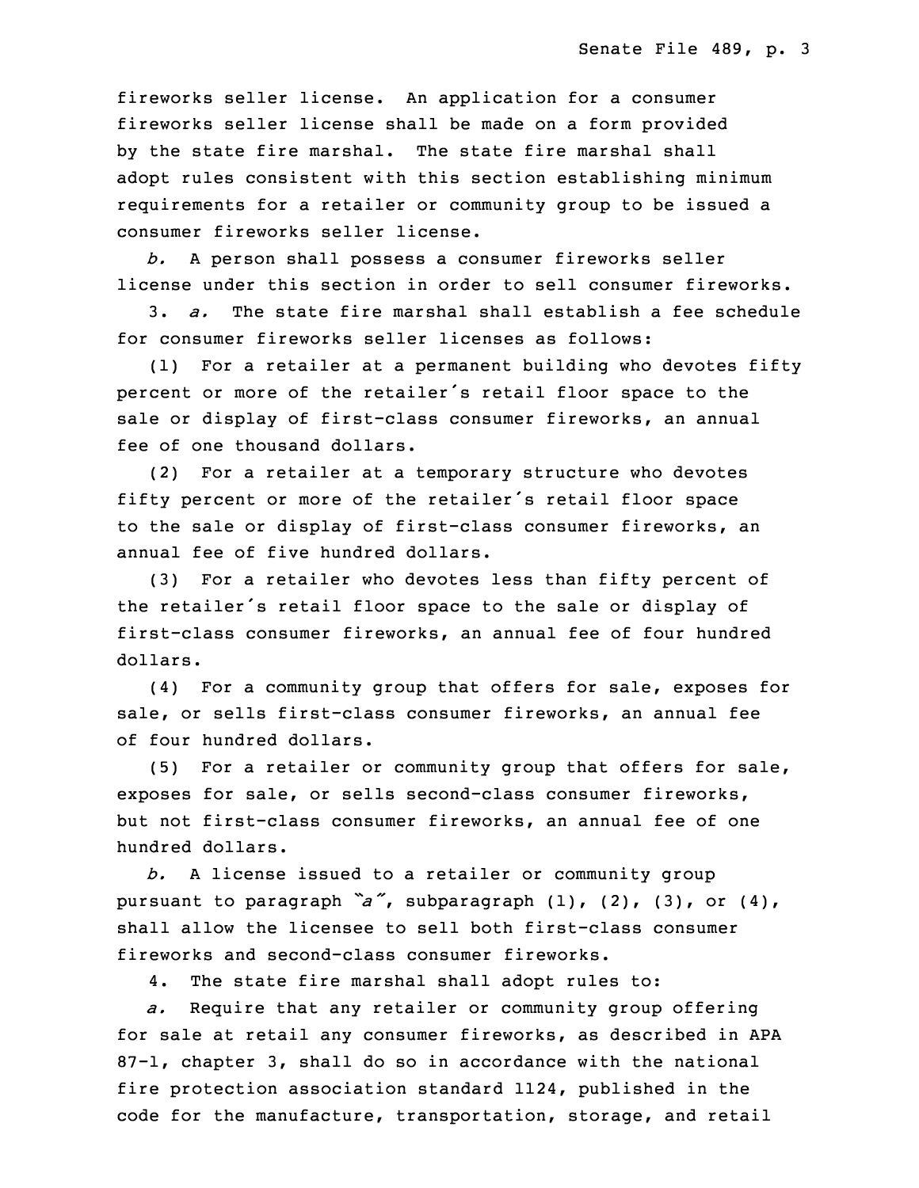fireworks seller license. An application for a consumer fireworks seller license shall be made on a form provided by the state fire marshal. The state fire marshal shall adopt rules consistent with this section establishing minimum requirements for a retailer or community group to be issued a consumer fireworks seller license.

*b.* A person shall possess a consumer fireworks seller license under this section in order to sell consumer fireworks.

3. *a.* The state fire marshal shall establish a fee schedule for consumer fireworks seller licenses as follows:

(1) For a retailer at a permanent building who devotes fifty percent or more of the retailer's retail floor space to the sale or display of first-class consumer fireworks, an annual fee of one thousand dollars.

(2) For a retailer at a temporary structure who devotes fifty percent or more of the retailer's retail floor space to the sale or display of first-class consumer fireworks, an annual fee of five hundred dollars.

(3) For a retailer who devotes less than fifty percent of the retailer's retail floor space to the sale or display of first-class consumer fireworks, an annual fee of four hundred dollars.

(4) For a community group that offers for sale, exposes for sale, or sells first-class consumer fireworks, an annual fee of four hundred dollars.

(5) For a retailer or community group that offers for sale, exposes for sale, or sells second-class consumer fireworks, but not first-class consumer fireworks, an annual fee of one hundred dollars.

*b.* A license issued to a retailer or community group pursuant to paragraph *"a"*, subparagraph (1), (2), (3), or (4), shall allow the licensee to sell both first-class consumer fireworks and second-class consumer fireworks.

4. The state fire marshal shall adopt rules to:

*a.* Require that any retailer or community group offering for sale at retail any consumer fireworks, as described in APA 87-1, chapter 3, shall do so in accordance with the national fire protection association standard 1124, published in the code for the manufacture, transportation, storage, and retail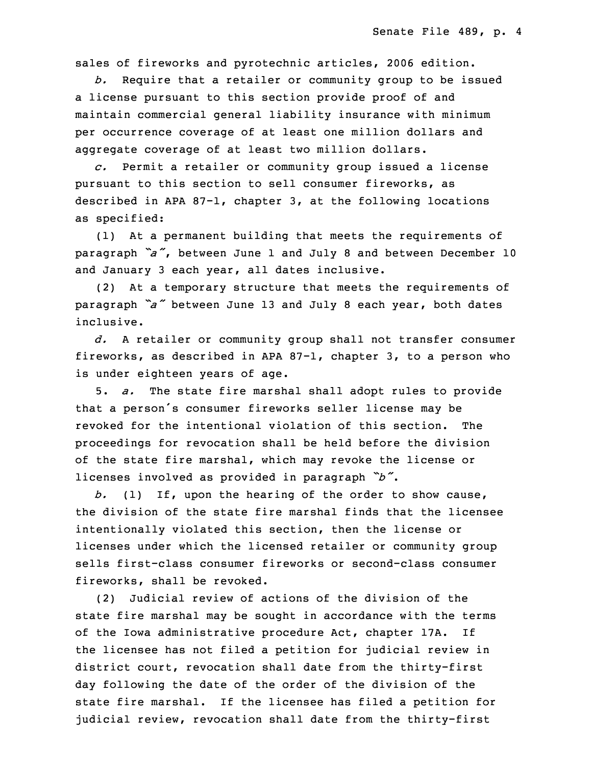sales of fireworks and pyrotechnic articles, 2006 edition.

*b.* Require that a retailer or community group to be issued a license pursuant to this section provide proof of and maintain commercial general liability insurance with minimum per occurrence coverage of at least one million dollars and aggregate coverage of at least two million dollars.

*c.* Permit a retailer or community group issued a license pursuant to this section to sell consumer fireworks, as described in APA 87-1, chapter 3, at the following locations as specified:

(1) At a permanent building that meets the requirements of paragraph *"a"*, between June 1 and July 8 and between December 10 and January 3 each year, all dates inclusive.

(2) At a temporary structure that meets the requirements of paragraph *"a"* between June 13 and July 8 each year, both dates inclusive.

*d.* A retailer or community group shall not transfer consumer fireworks, as described in APA 87-1, chapter 3, to a person who is under eighteen years of age.

5. *a.* The state fire marshal shall adopt rules to provide that a person's consumer fireworks seller license may be revoked for the intentional violation of this section. The proceedings for revocation shall be held before the division of the state fire marshal, which may revoke the license or licenses involved as provided in paragraph *"b"*.

*b.* (1) If, upon the hearing of the order to show cause, the division of the state fire marshal finds that the licensee intentionally violated this section, then the license or licenses under which the licensed retailer or community group sells first-class consumer fireworks or second-class consumer fireworks, shall be revoked.

(2) Judicial review of actions of the division of the state fire marshal may be sought in accordance with the terms of the Iowa administrative procedure Act, chapter 17A. If the licensee has not filed a petition for judicial review in district court, revocation shall date from the thirty-first day following the date of the order of the division of the state fire marshal. If the licensee has filed a petition for judicial review, revocation shall date from the thirty-first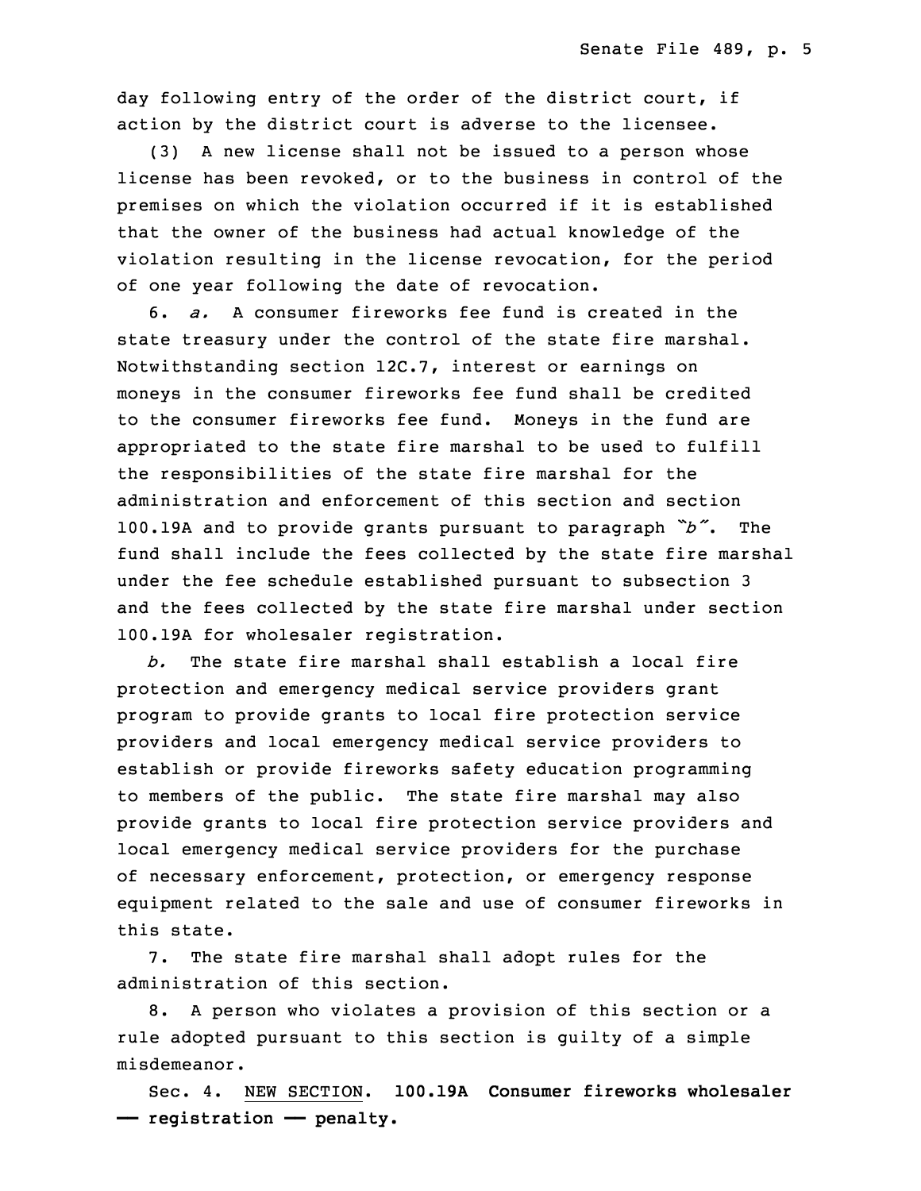day following entry of the order of the district court, if action by the district court is adverse to the licensee.

(3) A new license shall not be issued to a person whose license has been revoked, or to the business in control of the premises on which the violation occurred if it is established that the owner of the business had actual knowledge of the violation resulting in the license revocation, for the period of one year following the date of revocation.

6. *a.* A consumer fireworks fee fund is created in the state treasury under the control of the state fire marshal. Notwithstanding section 12C.7, interest or earnings on moneys in the consumer fireworks fee fund shall be credited to the consumer fireworks fee fund. Moneys in the fund are appropriated to the state fire marshal to be used to fulfill the responsibilities of the state fire marshal for the administration and enforcement of this section and section 100.19A and to provide grants pursuant to paragraph *"b"*. The fund shall include the fees collected by the state fire marshal under the fee schedule established pursuant to subsection 3 and the fees collected by the state fire marshal under section 100.19A for wholesaler registration.

*b.* The state fire marshal shall establish a local fire protection and emergency medical service providers grant program to provide grants to local fire protection service providers and local emergency medical service providers to establish or provide fireworks safety education programming to members of the public. The state fire marshal may also provide grants to local fire protection service providers and local emergency medical service providers for the purchase of necessary enforcement, protection, or emergency response equipment related to the sale and use of consumer fireworks in this state.

7. The state fire marshal shall adopt rules for the administration of this section.

8. A person who violates a provision of this section or a rule adopted pursuant to this section is guilty of a simple misdemeanor.

Sec. 4. NEW SECTION. **100.19A Consumer fireworks wholesaler — registration — penalty.**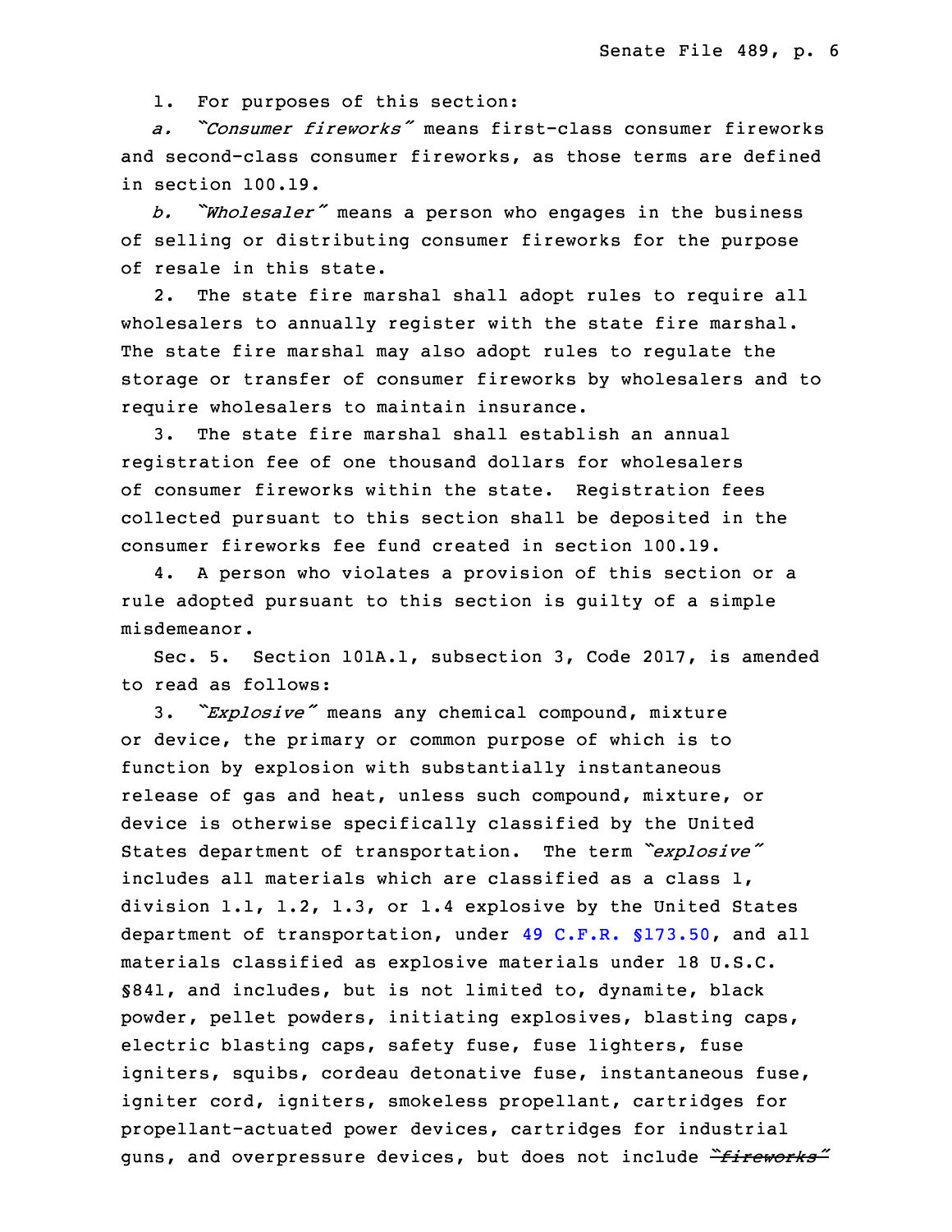1. For purposes of this section:

*a. "Consumer fireworks"* means first-class consumer fireworks and second-class consumer fireworks, as those terms are defined in section 100.19.

*b. "Wholesaler"* means a person who engages in the business of selling or distributing consumer fireworks for the purpose of resale in this state.

2. The state fire marshal shall adopt rules to require all wholesalers to annually register with the state fire marshal. The state fire marshal may also adopt rules to regulate the storage or transfer of consumer fireworks by wholesalers and to require wholesalers to maintain insurance.

3. The state fire marshal shall establish an annual registration fee of one thousand dollars for wholesalers of consumer fireworks within the state. Registration fees collected pursuant to this section shall be deposited in the consumer fireworks fee fund created in section 100.19.

4. A person who violates a provision of this section or a rule adopted pursuant to this section is guilty of a simple misdemeanor.

Sec. 5. Section 101A.1, subsection 3, Code 2017, is amended to read as follows:

3. *"Explosive"* means any chemical compound, mixture or device, the primary or common purpose of which is to function by explosion with substantially instantaneous release of gas and heat, unless such compound, mixture, or device is otherwise specifically classified by the United States department of transportation. The term *"explosive"* includes all materials which are classified as a class 1, division 1.1, 1.2, 1.3, or 1.4 explosive by the United States department of transportation, under 49 C.F.R. §173.50, and all materials classified as explosive materials under 18 U.S.C. §841, and includes, but is not limited to, dynamite, black powder, pellet powders, initiating explosives, blasting caps, electric blasting caps, safety fuse, fuse lighters, fuse igniters, squibs, cordeau detonative fuse, instantaneous fuse, igniter cord, igniters, smokeless propellant, cartridges for propellant-actuated power devices, cartridges for industrial guns, and overpressure devices, but does not include ~~*"fireworks"*~~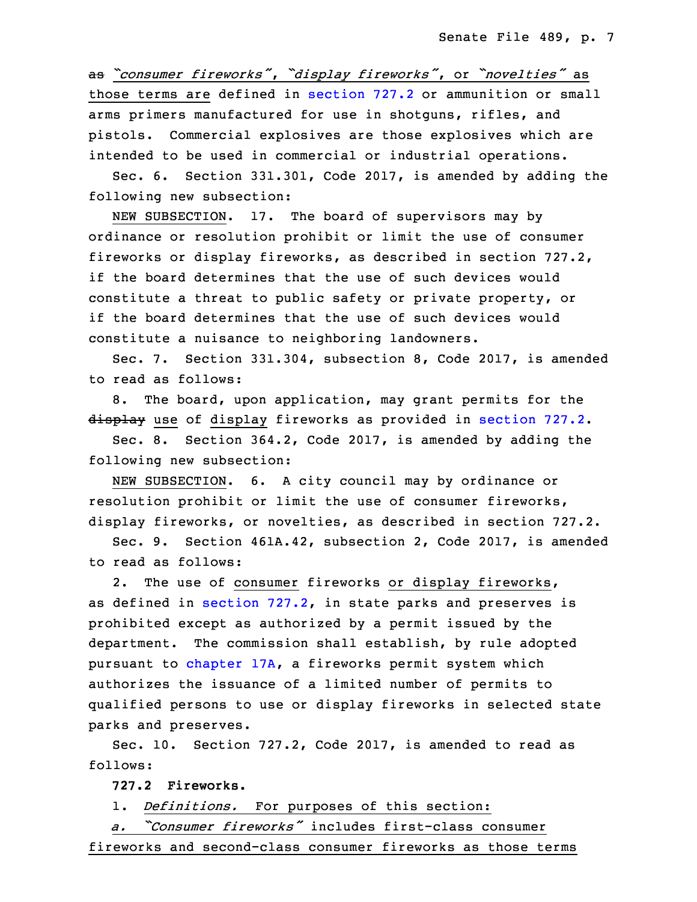~~as~~ *"consumer fireworks"*, *"display fireworks"*, or *"novelties"* as those terms are defined in section 727.2 or ammunition or small arms primers manufactured for use in shotguns, rifles, and pistols. Commercial explosives are those explosives which are intended to be used in commercial or industrial operations.

Sec. 6. Section 331.301, Code 2017, is amended by adding the following new subsection:

NEW SUBSECTION. 17. The board of supervisors may by ordinance or resolution prohibit or limit the use of consumer fireworks or display fireworks, as described in section 727.2, if the board determines that the use of such devices would constitute a threat to public safety or private property, or if the board determines that the use of such devices would constitute a nuisance to neighboring landowners.

Sec. 7. Section 331.304, subsection 8, Code 2017, is amended to read as follows:

8. The board, upon application, may grant permits for the ~~display~~ use of display fireworks as provided in section 727.2.

Sec. 8. Section 364.2, Code 2017, is amended by adding the following new subsection:

NEW SUBSECTION. 6. A city council may by ordinance or resolution prohibit or limit the use of consumer fireworks, display fireworks, or novelties, as described in section 727.2.

Sec. 9. Section 461A.42, subsection 2, Code 2017, is amended to read as follows:

2. The use of consumer fireworks or display fireworks, as defined in section 727.2, in state parks and preserves is prohibited except as authorized by a permit issued by the department. The commission shall establish, by rule adopted pursuant to chapter 17A, a fireworks permit system which authorizes the issuance of a limited number of permits to qualified persons to use or display fireworks in selected state parks and preserves.

Sec. 10. Section 727.2, Code 2017, is amended to read as follows:

**727.2 Fireworks.**

1. *Definitions.* For purposes of this section:

*a. "Consumer fireworks"* includes first-class consumer fireworks and second-class consumer fireworks as those terms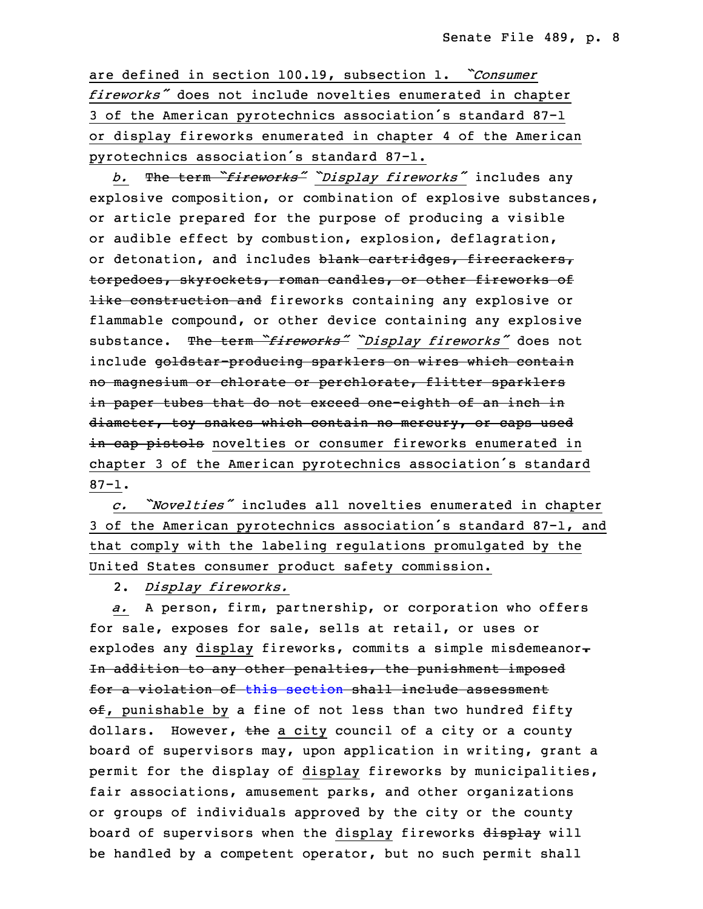are defined in section 100.19, subsection 1. *"Consumer fireworks"* does not include novelties enumerated in chapter 3 of the American pyrotechnics association's standard 87-1 or display fireworks enumerated in chapter 4 of the American pyrotechnics association's standard 87-1.

*b.* ~~The term *"fireworks"*~~ *"Display fireworks"* includes any explosive composition, or combination of explosive substances, or article prepared for the purpose of producing a visible or audible effect by combustion, explosion, deflagration, or detonation, and includes ~~blank cartridges, firecrackers, torpedoes, skyrockets, roman candles, or other fireworks of like construction and~~ fireworks containing any explosive or flammable compound, or other device containing any explosive substance. ~~The term *"fireworks"*~~ *"Display fireworks"* does not include ~~goldstar-producing sparklers on wires which contain no magnesium or chlorate or perchlorate, flitter sparklers in paper tubes that do not exceed one-eighth of an inch in diameter, toy snakes which contain no mercury, or caps used in cap pistols~~ novelties or consumer fireworks enumerated in chapter 3 of the American pyrotechnics association's standard 87-1.

*c.* *"Novelties"* includes all novelties enumerated in chapter 3 of the American pyrotechnics association's standard 87-1, and that comply with the labeling regulations promulgated by the United States consumer product safety commission.

2. *Display fireworks.*

*a.* A person, firm, partnership, or corporation who offers for sale, exposes for sale, sells at retail, or uses or explodes any display fireworks, commits a simple misdemeanor~~. In addition to any other penalties, the punishment imposed for a violation of this section shall include assessment of~~, punishable by a fine of not less than two hundred fifty dollars. However, ~~the~~ a city council of a city or a county board of supervisors may, upon application in writing, grant a permit for the display of display fireworks by municipalities, fair associations, amusement parks, and other organizations or groups of individuals approved by the city or the county board of supervisors when the display fireworks ~~display~~ will be handled by a competent operator, but no such permit shall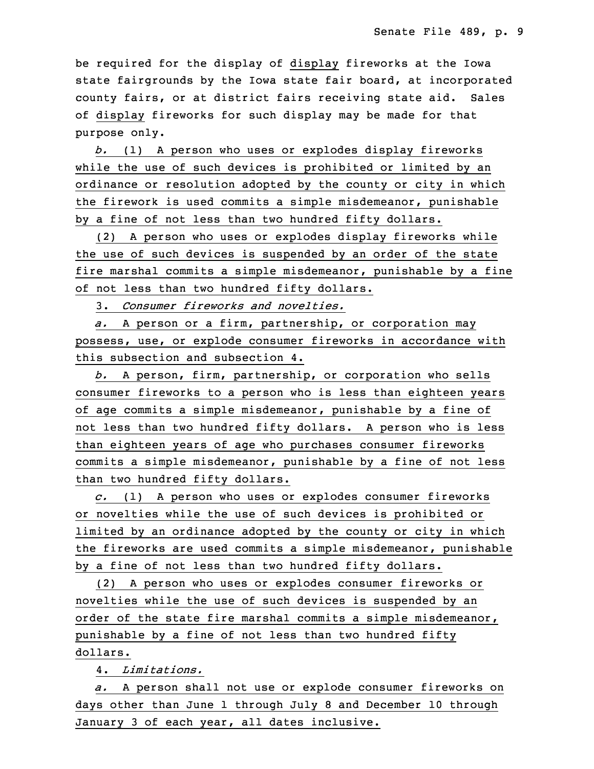be required for the display of display fireworks at the Iowa state fairgrounds by the Iowa state fair board, at incorporated county fairs, or at district fairs receiving state aid. Sales of display fireworks for such display may be made for that purpose only.

*b.* (1) A person who uses or explodes display fireworks while the use of such devices is prohibited or limited by an ordinance or resolution adopted by the county or city in which the firework is used commits a simple misdemeanor, punishable by a fine of not less than two hundred fifty dollars.

(2) A person who uses or explodes display fireworks while the use of such devices is suspended by an order of the state fire marshal commits a simple misdemeanor, punishable by a fine of not less than two hundred fifty dollars.

3. *Consumer fireworks and novelties.*

*a.* A person or a firm, partnership, or corporation may possess, use, or explode consumer fireworks in accordance with this subsection and subsection 4.

*b.* A person, firm, partnership, or corporation who sells consumer fireworks to a person who is less than eighteen years of age commits a simple misdemeanor, punishable by a fine of not less than two hundred fifty dollars. A person who is less than eighteen years of age who purchases consumer fireworks commits a simple misdemeanor, punishable by a fine of not less than two hundred fifty dollars.

*c.* (1) A person who uses or explodes consumer fireworks or novelties while the use of such devices is prohibited or limited by an ordinance adopted by the county or city in which the fireworks are used commits a simple misdemeanor, punishable by a fine of not less than two hundred fifty dollars.

(2) A person who uses or explodes consumer fireworks or novelties while the use of such devices is suspended by an order of the state fire marshal commits a simple misdemeanor, punishable by a fine of not less than two hundred fifty dollars.

4. *Limitations.*

*a.* A person shall not use or explode consumer fireworks on days other than June 1 through July 8 and December 10 through January 3 of each year, all dates inclusive.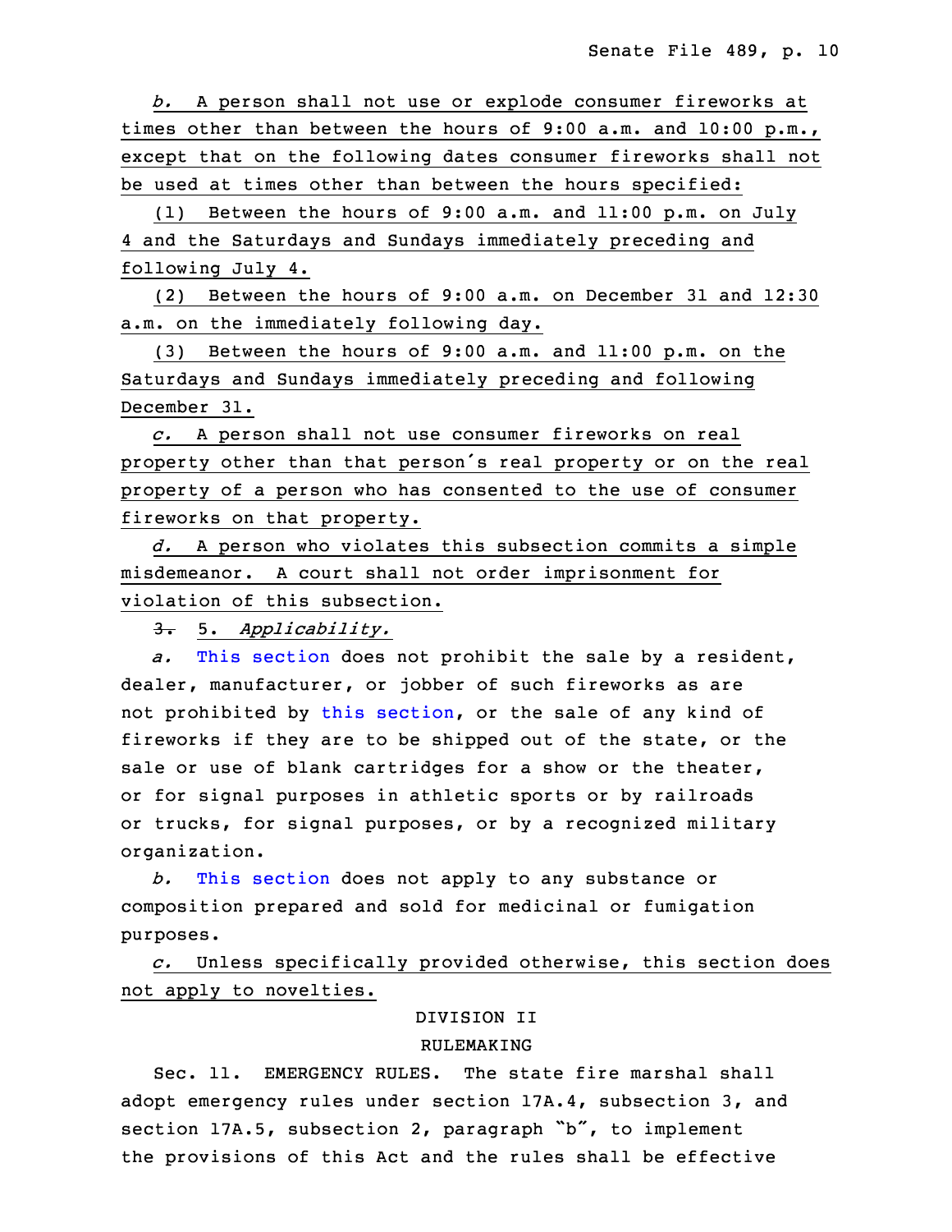*b.* A person shall not use or explode consumer fireworks at times other than between the hours of 9:00 a.m. and 10:00 p.m., except that on the following dates consumer fireworks shall not be used at times other than between the hours specified:

(1) Between the hours of 9:00 a.m. and 11:00 p.m. on July 4 and the Saturdays and Sundays immediately preceding and following July 4.

(2) Between the hours of 9:00 a.m. on December 31 and 12:30 a.m. on the immediately following day.

(3) Between the hours of 9:00 a.m. and 11:00 p.m. on the Saturdays and Sundays immediately preceding and following December 31.

*c.* A person shall not use consumer fireworks on real property other than that person's real property or on the real property of a person who has consented to the use of consumer fireworks on that property.

*d.* A person who violates this subsection commits a simple misdemeanor. A court shall not order imprisonment for violation of this subsection.

~~3.~~ 5. *Applicability.*

*a.* This section does not prohibit the sale by a resident, dealer, manufacturer, or jobber of such fireworks as are not prohibited by this section, or the sale of any kind of fireworks if they are to be shipped out of the state, or the sale or use of blank cartridges for a show or the theater, or for signal purposes in athletic sports or by railroads or trucks, for signal purposes, or by a recognized military organization.

*b.* This section does not apply to any substance or composition prepared and sold for medicinal or fumigation purposes.

*c.* Unless specifically provided otherwise, this section does not apply to novelties.

DIVISION II

RULEMAKING

Sec. 11. EMERGENCY RULES. The state fire marshal shall adopt emergency rules under section 17A.4, subsection 3, and section 17A.5, subsection 2, paragraph "b", to implement the provisions of this Act and the rules shall be effective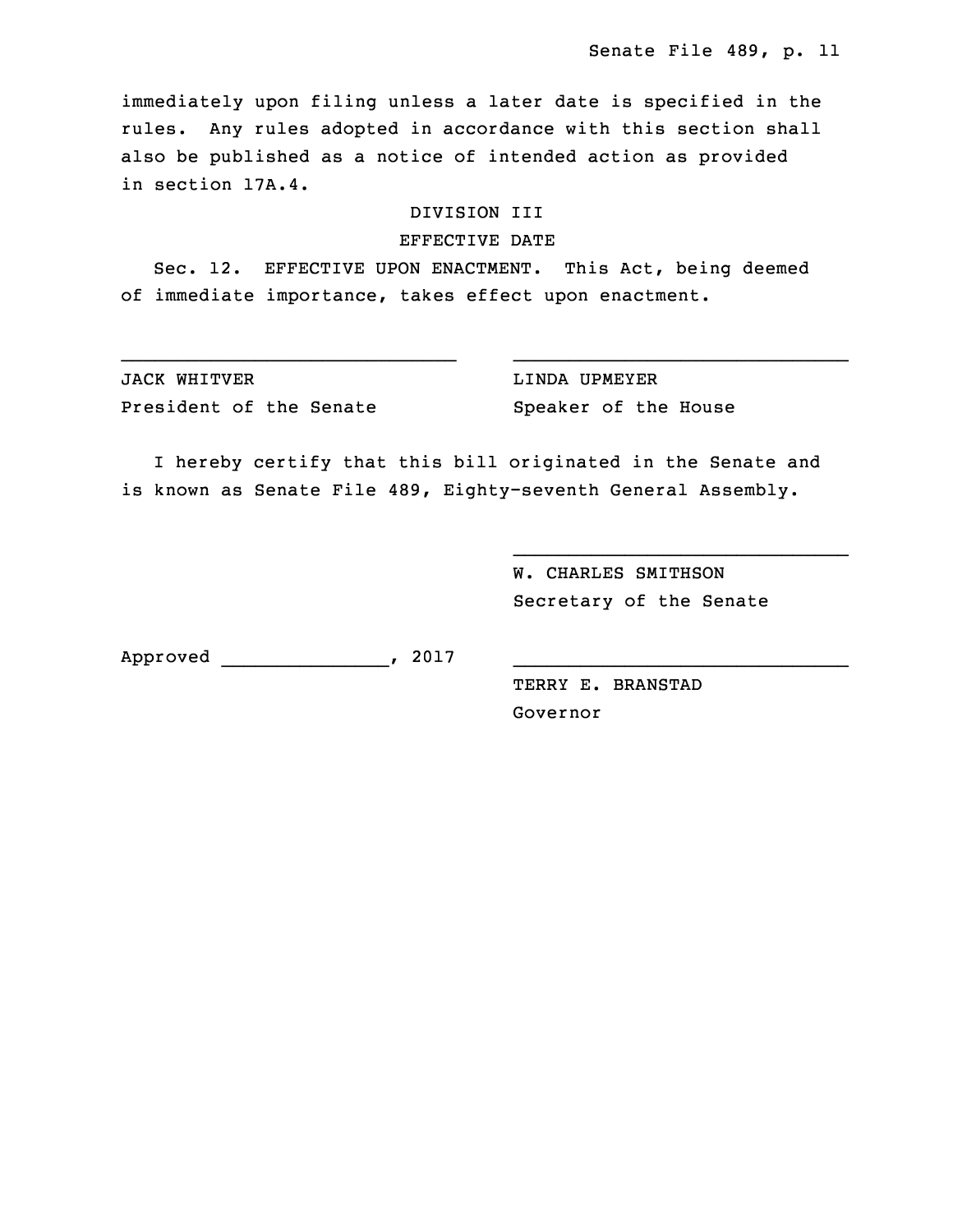immediately upon filing unless a later date is specified in the rules. Any rules adopted in accordance with this section shall also be published as a notice of intended action as provided in section 17A.4.

DIVISION III

EFFECTIVE DATE

Sec. 12. EFFECTIVE UPON ENACTMENT. This Act, being deemed of immediate importance, takes effect upon enactment.

\_\_\_\_\_\_\_\_\_\_\_\_\_\_\_\_\_\_\_\_\_\_\_\_\_\_\_\_\_\_
JACK WHITVER
President of the Senate

\_\_\_\_\_\_\_\_\_\_\_\_\_\_\_\_\_\_\_\_\_\_\_\_\_\_\_\_\_\_
LINDA UPMEYER
Speaker of the House

I hereby certify that this bill originated in the Senate and is known as Senate File 489, Eighty-seventh General Assembly.

\_\_\_\_\_\_\_\_\_\_\_\_\_\_\_\_\_\_\_\_\_\_\_\_\_\_\_\_\_\_
W. CHARLES SMITHSON
Secretary of the Senate

Approved \_\_\_\_\_\_\_\_\_\_\_\_\_\_\_, 2017

\_\_\_\_\_\_\_\_\_\_\_\_\_\_\_\_\_\_\_\_\_\_\_\_\_\_\_\_\_\_
TERRY E. BRANSTAD
Governor